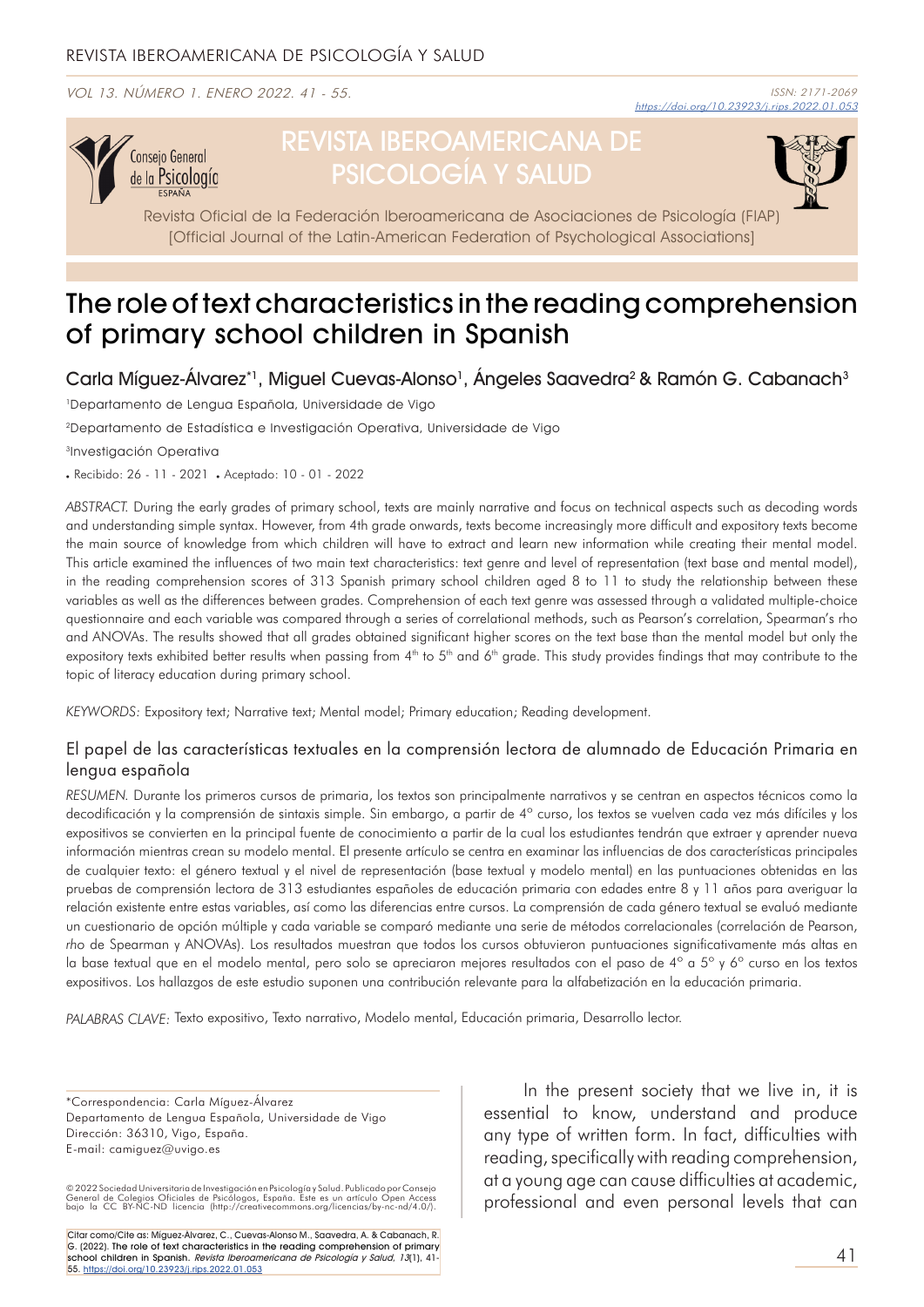# The role of text characteristics in the reading comprehension of primary school children in Spanish

**Carla Míguez-Álvarez*[1], Miguel Cuevas-Alonso[1], Ángeles Saavedra[2] & Ramón G. Cabanach[3]**

[1]Departamento de Lengua Española, Universidade de Vigo

[2]Departamento de Estadística e Investigación Operativa, Universidade de Vigo

[3]Investigación Operativa

• Recibido: 26 - 11 - 2021 • Aceptado: 10 - 01 - 2022

*ABSTRACT.* During the early grades of primary school, texts are mainly narrative and focus on technical aspects such as decoding words and understanding simple syntax. However, from 4th grade onwards, texts become increasingly more difficult and expository texts become the main source of knowledge from which children will have to extract and learn new information while creating their mental model. This article examined the influences of two main text characteristics: text genre and level of representation (text base and mental model), in the reading comprehension scores of 313 Spanish primary school children aged 8 to 11 to study the relationship between these variables as well as the differences between grades. Comprehension of each text genre was assessed through a validated multiple-choice questionnaire and each variable was compared through a series of correlational methods, such as Pearson's correlation, Spearman's rho and ANOVAs. The results showed that all grades obtained significant higher scores on the text base than the mental model but only the expository texts exhibited better results when passing from 4th to 5th and 6th grade. This study provides findings that may contribute to the topic of literacy education during primary school.

*KEYWORDS:* Expository text; Narrative text; Mental model; Primary education; Reading development.

## El papel de las características textuales en la comprensión lectora de alumnado de Educación Primaria en lengua española

*RESUMEN.* Durante los primeros cursos de primaria, los textos son principalmente narrativos y se centran en aspectos técnicos como la decodificación y la comprensión de sintaxis simple. Sin embargo, a partir de 4º curso, los textos se vuelven cada vez más difíciles y los expositivos se convierten en la principal fuente de conocimiento a partir de la cual los estudiantes tendrán que extraer y aprender nueva información mientras crean su modelo mental. El presente artículo se centra en examinar las influencias de dos características principales de cualquier texto: el género textual y el nivel de representación (base textual y modelo mental) en las puntuaciones obtenidas en las pruebas de comprensión lectora de 313 estudiantes españoles de educación primaria con edades entre 8 y 11 años para averiguar la relación existente entre estas variables, así como las diferencias entre cursos. La comprensión de cada género textual se evaluó mediante un cuestionario de opción múltiple y cada variable se comparó mediante una serie de métodos correlacionales (correlación de Pearson, *rho* de Spearman y ANOVAs). Los resultados muestran que todos los cursos obtuvieron puntuaciones significativamente más altas en la base textual que en el modelo mental, pero solo se apreciaron mejores resultados con el paso de 4º a 5º y 6º curso en los textos expositivos. Los hallazgos de este estudio suponen una contribución relevante para la alfabetización en la educación primaria.

*PALABRAS CLAVE:* Texto expositivo, Texto narrativo, Modelo mental, Educación primaria, Desarrollo lector.

*Correspondencia: Carla Míguez-Álvarez
Departamento de Lengua Española, Universidade de Vigo
Dirección: 36310, Vigo, España.
E-mail: camiguez@uvigo.es

© 2022 Sociedad Universitaria de Investigación en Psicología y Salud. Publicado por Consejo General de Colegios Oficiales de Psicólogos, España. Este es un artículo Open Access bajo la CC BY-NC-ND licencia (http://creativecommons.org/licencias/by-nc-nd/4.0/).

Citar como/Cite as: Míguez-Álvarez, C., Cuevas-Alonso M., Saavedra, A. & Cabanach, R. G. (2022). The role of text characteristics in the reading comprehension of primary school children in Spanish. *Revista Iberoamericana de Psicología y Salud, 13*(1), 41-55. https://doi.org/10.23923/j.rips.2022.01.053

In the present society that we live in, it is essential to know, understand and produce any type of written form. In fact, difficulties with reading, specifically with reading comprehension, at a young age can cause difficulties at academic, professional and even personal levels that can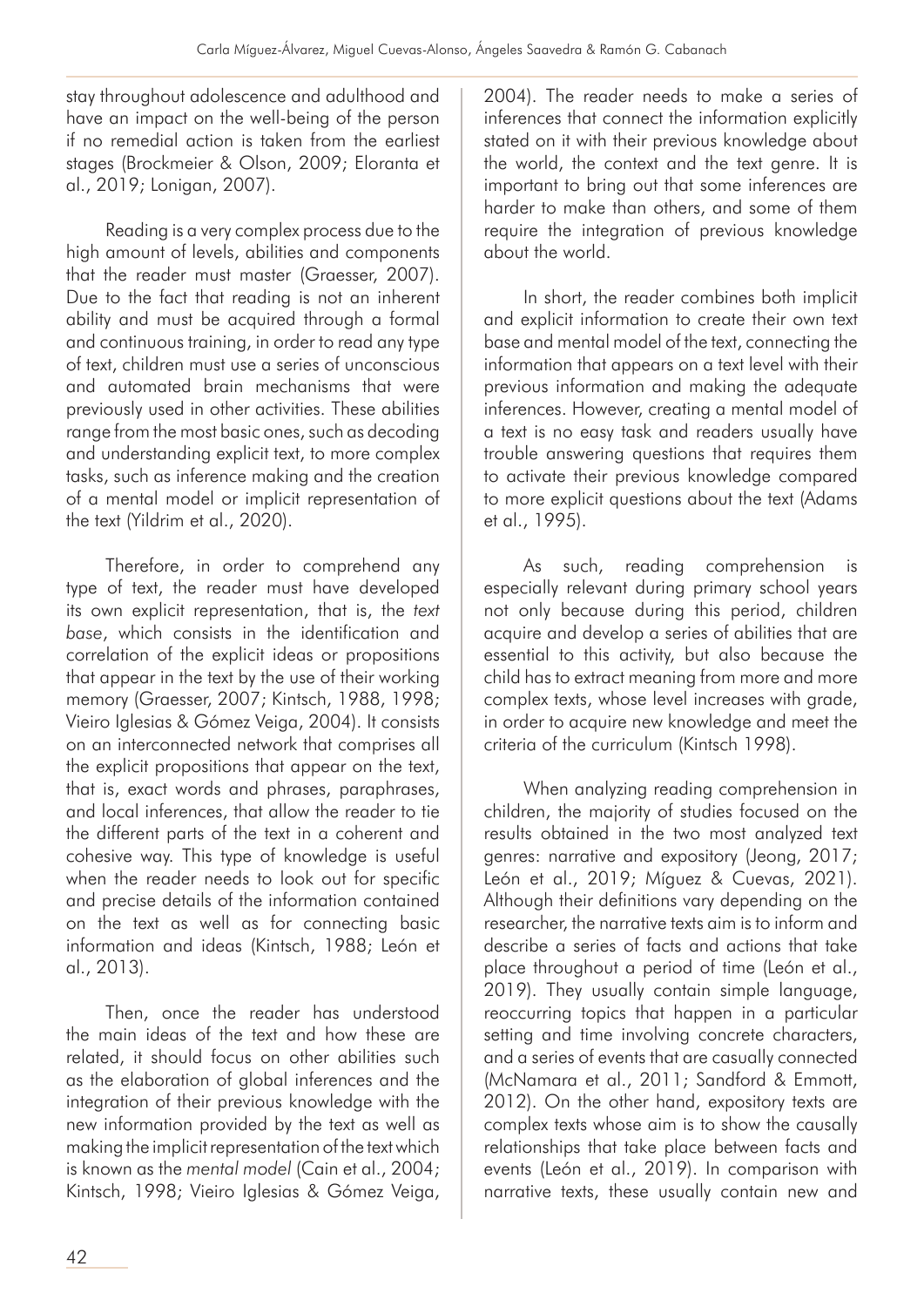stay throughout adolescence and adulthood and have an impact on the well-being of the person if no remedial action is taken from the earliest stages (Brockmeier & Olson, 2009; Eloranta et al., 2019; Lonigan, 2007).

Reading is a very complex process due to the high amount of levels, abilities and components that the reader must master (Graesser, 2007). Due to the fact that reading is not an inherent ability and must be acquired through a formal and continuous training, in order to read any type of text, children must use a series of unconscious and automated brain mechanisms that were previously used in other activities. These abilities range from the most basic ones, such as decoding and understanding explicit text, to more complex tasks, such as inference making and the creation of a mental model or implicit representation of the text (Yildrim et al., 2020).

Therefore, in order to comprehend any type of text, the reader must have developed its own explicit representation, that is, the *text base*, which consists in the identification and correlation of the explicit ideas or propositions that appear in the text by the use of their working memory (Graesser, 2007; Kintsch, 1988, 1998; Vieiro Iglesias & Gómez Veiga, 2004). It consists on an interconnected network that comprises all the explicit propositions that appear on the text, that is, exact words and phrases, paraphrases, and local inferences, that allow the reader to tie the different parts of the text in a coherent and cohesive way. This type of knowledge is useful when the reader needs to look out for specific and precise details of the information contained on the text as well as for connecting basic information and ideas (Kintsch, 1988; León et al., 2013).

Then, once the reader has understood the main ideas of the text and how these are related, it should focus on other abilities such as the elaboration of global inferences and the integration of their previous knowledge with the new information provided by the text as well as making the implicit representation of the text which is known as the *mental model* (Cain et al., 2004; Kintsch, 1998; Vieiro Iglesias & Gómez Veiga, 2004). The reader needs to make a series of inferences that connect the information explicitly stated on it with their previous knowledge about the world, the context and the text genre. It is important to bring out that some inferences are harder to make than others, and some of them require the integration of previous knowledge about the world.

In short, the reader combines both implicit and explicit information to create their own text base and mental model of the text, connecting the information that appears on a text level with their previous information and making the adequate inferences. However, creating a mental model of a text is no easy task and readers usually have trouble answering questions that requires them to activate their previous knowledge compared to more explicit questions about the text (Adams et al., 1995).

As such, reading comprehension is especially relevant during primary school years not only because during this period, children acquire and develop a series of abilities that are essential to this activity, but also because the child has to extract meaning from more and more complex texts, whose level increases with grade, in order to acquire new knowledge and meet the criteria of the curriculum (Kintsch 1998).

When analyzing reading comprehension in children, the majority of studies focused on the results obtained in the two most analyzed text genres: narrative and expository (Jeong, 2017; León et al., 2019; Míguez & Cuevas, 2021). Although their definitions vary depending on the researcher, the narrative texts aim is to inform and describe a series of facts and actions that take place throughout a period of time (León et al., 2019). They usually contain simple language, reoccurring topics that happen in a particular setting and time involving concrete characters, and a series of events that are casually connected (McNamara et al., 2011; Sandford & Emmott, 2012). On the other hand, expository texts are complex texts whose aim is to show the causally relationships that take place between facts and events (León et al., 2019). In comparison with narrative texts, these usually contain new and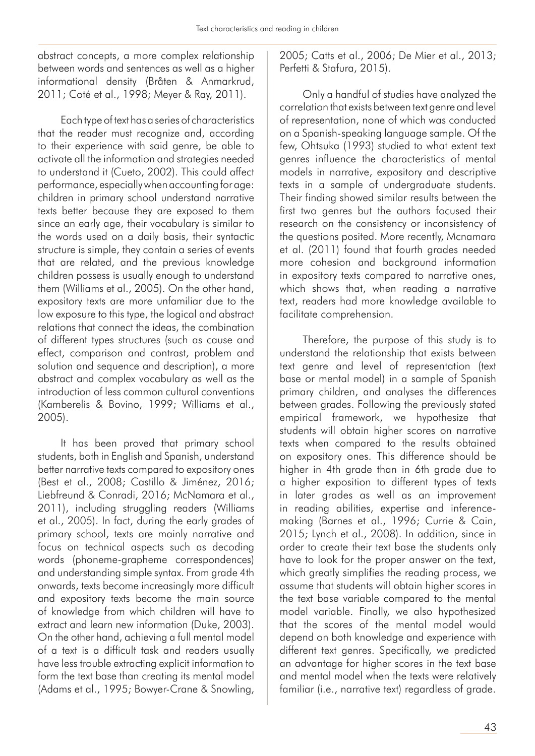abstract concepts, a more complex relationship between words and sentences as well as a higher informational density (Bråten & Anmarkrud, 2011; Coté et al., 1998; Meyer & Ray, 2011).

Each type of text has a series of characteristics that the reader must recognize and, according to their experience with said genre, be able to activate all the information and strategies needed to understand it (Cueto, 2002). This could affect performance, especially when accounting for age: children in primary school understand narrative texts better because they are exposed to them since an early age, their vocabulary is similar to the words used on a daily basis, their syntactic structure is simple, they contain a series of events that are related, and the previous knowledge children possess is usually enough to understand them (Williams et al., 2005). On the other hand, expository texts are more unfamiliar due to the low exposure to this type, the logical and abstract relations that connect the ideas, the combination of different types structures (such as cause and effect, comparison and contrast, problem and solution and sequence and description), a more abstract and complex vocabulary as well as the introduction of less common cultural conventions (Kamberelis & Bovino, 1999; Williams et al., 2005).

It has been proved that primary school students, both in English and Spanish, understand better narrative texts compared to expository ones (Best et al., 2008; Castillo & Jiménez, 2016; Liebfreund & Conradi, 2016; McNamara et al., 2011), including struggling readers (Williams et al., 2005). In fact, during the early grades of primary school, texts are mainly narrative and focus on technical aspects such as decoding words (phoneme-grapheme correspondences) and understanding simple syntax. From grade 4th onwards, texts become increasingly more difficult and expository texts become the main source of knowledge from which children will have to extract and learn new information (Duke, 2003). On the other hand, achieving a full mental model of a text is a difficult task and readers usually have less trouble extracting explicit information to form the text base than creating its mental model (Adams et al., 1995; Bowyer-Crane & Snowling, 2005; Catts et al., 2006; De Mier et al., 2013; Perfetti & Stafura, 2015).

Only a handful of studies have analyzed the correlation that exists between text genre and level of representation, none of which was conducted on a Spanish-speaking language sample. Of the few, Ohtsuka (1993) studied to what extent text genres influence the characteristics of mental models in narrative, expository and descriptive texts in a sample of undergraduate students. Their finding showed similar results between the first two genres but the authors focused their research on the consistency or inconsistency of the questions posited. More recently, Mcnamara et al. (2011) found that fourth grades needed more cohesion and background information in expository texts compared to narrative ones, which shows that, when reading a narrative text, readers had more knowledge available to facilitate comprehension.

Therefore, the purpose of this study is to understand the relationship that exists between text genre and level of representation (text base or mental model) in a sample of Spanish primary children, and analyses the differences between grades. Following the previously stated empirical framework, we hypothesize that students will obtain higher scores on narrative texts when compared to the results obtained on expository ones. This difference should be higher in 4th grade than in 6th grade due to a higher exposition to different types of texts in later grades as well as an improvement in reading abilities, expertise and inference-making (Barnes et al., 1996; Currie & Cain, 2015; Lynch et al., 2008). In addition, since in order to create their text base the students only have to look for the proper answer on the text, which greatly simplifies the reading process, we assume that students will obtain higher scores in the text base variable compared to the mental model variable. Finally, we also hypothesized that the scores of the mental model would depend on both knowledge and experience with different text genres. Specifically, we predicted an advantage for higher scores in the text base and mental model when the texts were relatively familiar (i.e., narrative text) regardless of grade.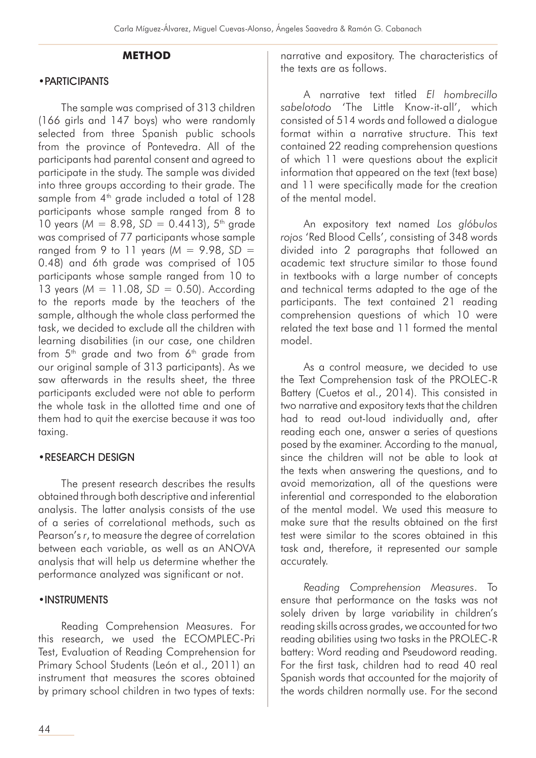## METHOD

### • PARTICIPANTS

The sample was comprised of 313 children (166 girls and 147 boys) who were randomly selected from three Spanish public schools from the province of Pontevedra. All of the participants had parental consent and agreed to participate in the study. The sample was divided into three groups according to their grade. The sample from 4th grade included a total of 128 participants whose sample ranged from 8 to 10 years ($M = 8.98$, $SD = 0.4413$), 5th grade was comprised of 77 participants whose sample ranged from 9 to 11 years ($M = 9.98$, $SD = 0.48$) and 6th grade was comprised of 105 participants whose sample ranged from 10 to 13 years ($M = 11.08$, $SD = 0.50$). According to the reports made by the teachers of the sample, although the whole class performed the task, we decided to exclude all the children with learning disabilities (in our case, one children from 5th grade and two from 6th grade from our original sample of 313 participants). As we saw afterwards in the results sheet, the three participants excluded were not able to perform the whole task in the allotted time and one of them had to quit the exercise because it was too taxing.

### • RESEARCH DESIGN

The present research describes the results obtained through both descriptive and inferential analysis. The latter analysis consists of the use of a series of correlational methods, such as Pearson's *r*, to measure the degree of correlation between each variable, as well as an ANOVA analysis that will help us determine whether the performance analyzed was significant or not.

### • INSTRUMENTS

Reading Comprehension Measures. For this research, we used the ECOMPLEC-Pri Test, Evaluation of Reading Comprehension for Primary School Students (León et al., 2011) an instrument that measures the scores obtained by primary school children in two types of texts: narrative and expository. The characteristics of the texts are as follows.

A narrative text titled *El hombrecillo sabelotodo* 'The Little Know-it-all', which consisted of 514 words and followed a dialogue format within a narrative structure. This text contained 22 reading comprehension questions of which 11 were questions about the explicit information that appeared on the text (text base) and 11 were specifically made for the creation of the mental model.

An expository text named *Los glóbulos rojos* 'Red Blood Cells', consisting of 348 words divided into 2 paragraphs that followed an academic text structure similar to those found in textbooks with a large number of concepts and technical terms adapted to the age of the participants. The text contained 21 reading comprehension questions of which 10 were related the text base and 11 formed the mental model.

As a control measure, we decided to use the Text Comprehension task of the PROLEC-R Battery (Cuetos et al., 2014). This consisted in two narrative and expository texts that the children had to read out-loud individually and, after reading each one, answer a series of questions posed by the examiner. According to the manual, since the children will not be able to look at the texts when answering the questions, and to avoid memorization, all of the questions were inferential and corresponded to the elaboration of the mental model. We used this measure to make sure that the results obtained on the first test were similar to the scores obtained in this task and, therefore, it represented our sample accurately.

*Reading Comprehension Measures*. To ensure that performance on the tasks was not solely driven by large variability in children's reading skills across grades, we accounted for two reading abilities using two tasks in the PROLEC-R battery: Word reading and Pseudoword reading. For the first task, children had to read 40 real Spanish words that accounted for the majority of the words children normally use. For the second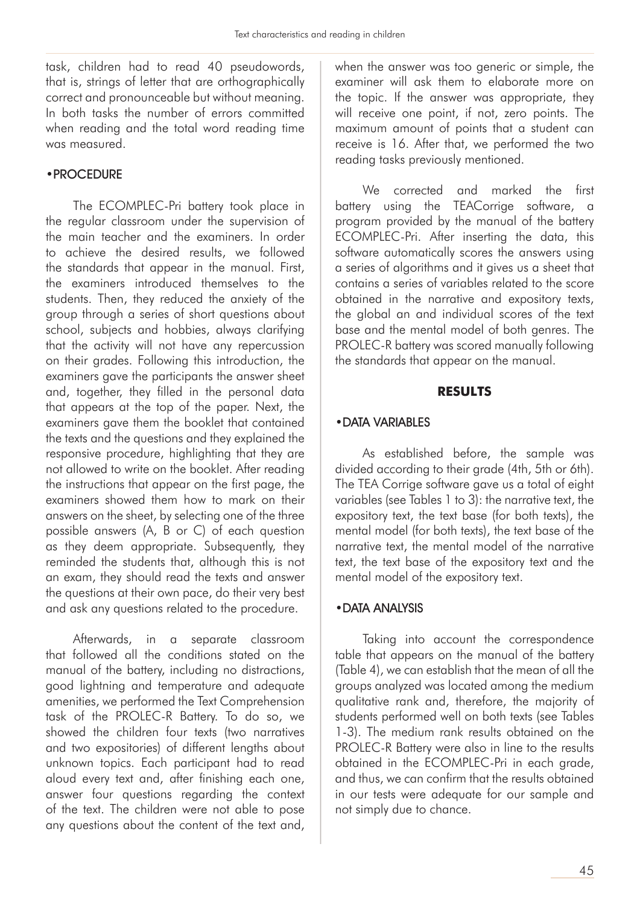task, children had to read 40 pseudowords, that is, strings of letter that are orthographically correct and pronounceable but without meaning. In both tasks the number of errors committed when reading and the total word reading time was measured.

## •PROCEDURE

The ECOMPLEC-Pri battery took place in the regular classroom under the supervision of the main teacher and the examiners. In order to achieve the desired results, we followed the standards that appear in the manual. First, the examiners introduced themselves to the students. Then, they reduced the anxiety of the group through a series of short questions about school, subjects and hobbies, always clarifying that the activity will not have any repercussion on their grades. Following this introduction, the examiners gave the participants the answer sheet and, together, they filled in the personal data that appears at the top of the paper. Next, the examiners gave them the booklet that contained the texts and the questions and they explained the responsive procedure, highlighting that they are not allowed to write on the booklet. After reading the instructions that appear on the first page, the examiners showed them how to mark on their answers on the sheet, by selecting one of the three possible answers (A, B or C) of each question as they deem appropriate. Subsequently, they reminded the students that, although this is not an exam, they should read the texts and answer the questions at their own pace, do their very best and ask any questions related to the procedure.

Afterwards, in a separate classroom that followed all the conditions stated on the manual of the battery, including no distractions, good lightning and temperature and adequate amenities, we performed the Text Comprehension task of the PROLEC-R Battery. To do so, we showed the children four texts (two narratives and two expositories) of different lengths about unknown topics. Each participant had to read aloud every text and, after finishing each one, answer four questions regarding the context of the text. The children were not able to pose any questions about the content of the text and, when the answer was too generic or simple, the examiner will ask them to elaborate more on the topic. If the answer was appropriate, they will receive one point, if not, zero points. The maximum amount of points that a student can receive is 16. After that, we performed the two reading tasks previously mentioned.

We corrected and marked the first battery using the TEACorrige software, a program provided by the manual of the battery ECOMPLEC-Pri. After inserting the data, this software automatically scores the answers using a series of algorithms and it gives us a sheet that contains a series of variables related to the score obtained in the narrative and expository texts, the global an and individual scores of the text base and the mental model of both genres. The PROLEC-R battery was scored manually following the standards that appear on the manual.

# RESULTS

## •DATA VARIABLES

As established before, the sample was divided according to their grade (4th, 5th or 6th). The TEA Corrige software gave us a total of eight variables (see Tables 1 to 3): the narrative text, the expository text, the text base (for both texts), the mental model (for both texts), the text base of the narrative text, the mental model of the narrative text, the text base of the expository text and the mental model of the expository text.

## •DATA ANALYSIS

Taking into account the correspondence table that appears on the manual of the battery (Table 4), we can establish that the mean of all the groups analyzed was located among the medium qualitative rank and, therefore, the majority of students performed well on both texts (see Tables 1-3). The medium rank results obtained on the PROLEC-R Battery were also in line to the results obtained in the ECOMPLEC-Pri in each grade, and thus, we can confirm that the results obtained in our tests were adequate for our sample and not simply due to chance.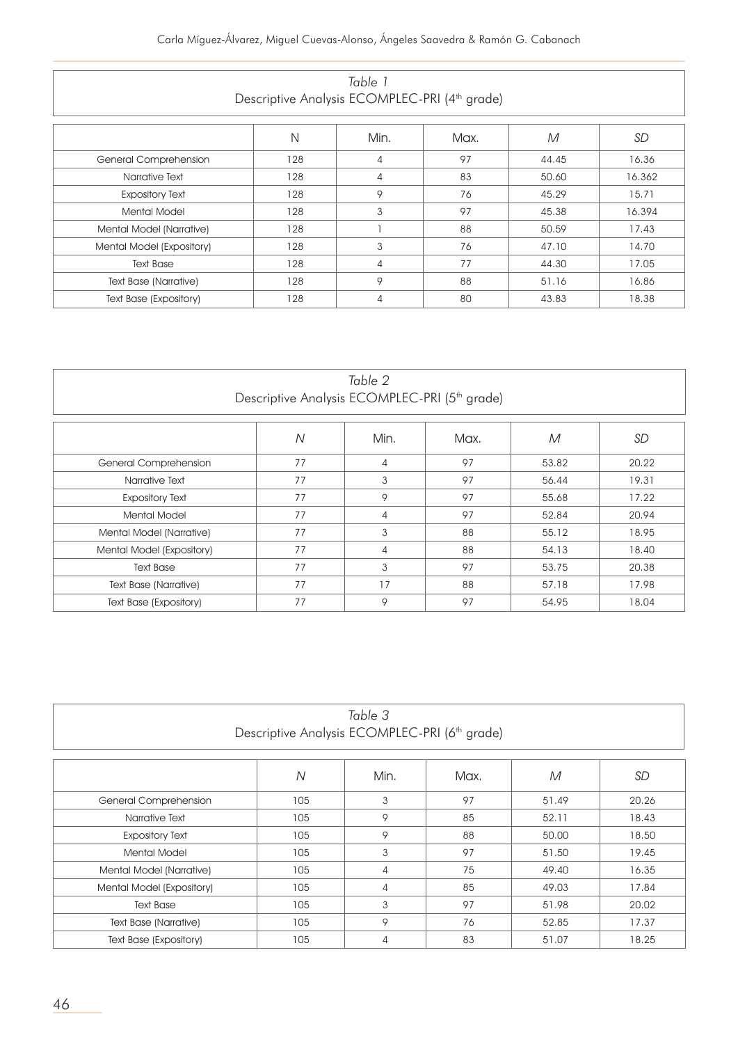*Table 1*
Descriptive Analysis ECOMPLEC-PRI (4th grade)

| | N | Min. | Max. | *M* | *SD* |
|---|---|---|---|---|---|
| General Comprehension | 128 | 4 | 97 | 44.45 | 16.36 |
| Narrative Text | 128 | 4 | 83 | 50.60 | 16.362 |
| Expository Text | 128 | 9 | 76 | 45.29 | 15.71 |
| Mental Model | 128 | 3 | 97 | 45.38 | 16.394 |
| Mental Model (Narrative) | 128 | 1 | 88 | 50.59 | 17.43 |
| Mental Model (Expository) | 128 | 3 | 76 | 47.10 | 14.70 |
| Text Base | 128 | 4 | 77 | 44.30 | 17.05 |
| Text Base (Narrative) | 128 | 9 | 88 | 51.16 | 16.86 |
| Text Base (Expository) | 128 | 4 | 80 | 43.83 | 18.38 |

*Table 2*
Descriptive Analysis ECOMPLEC-PRI (5th grade)

| | *N* | Min. | Max. | *M* | *SD* |
|---|---|---|---|---|---|
| General Comprehension | 77 | 4 | 97 | 53.82 | 20.22 |
| Narrative Text | 77 | 3 | 97 | 56.44 | 19.31 |
| Expository Text | 77 | 9 | 97 | 55.68 | 17.22 |
| Mental Model | 77 | 4 | 97 | 52.84 | 20.94 |
| Mental Model (Narrative) | 77 | 3 | 88 | 55.12 | 18.95 |
| Mental Model (Expository) | 77 | 4 | 88 | 54.13 | 18.40 |
| Text Base | 77 | 3 | 97 | 53.75 | 20.38 |
| Text Base (Narrative) | 77 | 17 | 88 | 57.18 | 17.98 |
| Text Base (Expository) | 77 | 9 | 97 | 54.95 | 18.04 |

*Table 3*
Descriptive Analysis ECOMPLEC-PRI (6th grade)

| | *N* | Min. | Max. | *M* | *SD* |
|---|---|---|---|---|---|
| General Comprehension | 105 | 3 | 97 | 51.49 | 20.26 |
| Narrative Text | 105 | 9 | 85 | 52.11 | 18.43 |
| Expository Text | 105 | 9 | 88 | 50.00 | 18.50 |
| Mental Model | 105 | 3 | 97 | 51.50 | 19.45 |
| Mental Model (Narrative) | 105 | 4 | 75 | 49.40 | 16.35 |
| Mental Model (Expository) | 105 | 4 | 85 | 49.03 | 17.84 |
| Text Base | 105 | 3 | 97 | 51.98 | 20.02 |
| Text Base (Narrative) | 105 | 9 | 76 | 52.85 | 17.37 |
| Text Base (Expository) | 105 | 4 | 83 | 51.07 | 18.25 |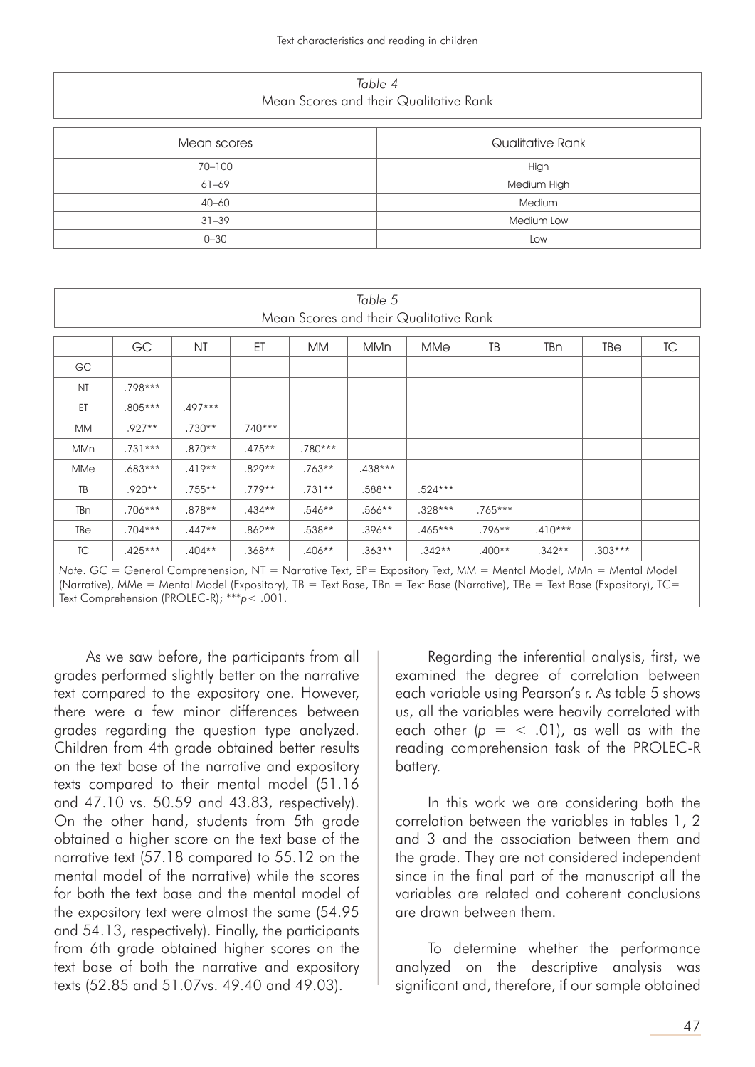*Table 4*
Mean Scores and their Qualitative Rank

| Mean scores | Qualitative Rank |
|---|---|
| 70–100 | High |
| 61–69 | Medium High |
| 40–60 | Medium |
| 31–39 | Medium Low |
| 0–30 | Low |

*Table 5*
Mean Scores and their Qualitative Rank

| | GC | NT | ET | MM | MMn | MMe | TB | TBn | TBe | TC |
|---|---|---|---|---|---|---|---|---|---|---|
| GC | | | | | | | | | | |
| NT | .798*** | | | | | | | | | |
| ET | .805*** | .497*** | | | | | | | | |
| MM | .927** | .730** | .740*** | | | | | | | |
| MMn | .731*** | .870** | .475** | .780*** | | | | | | |
| MMe | .683*** | .419** | .829** | .763** | .438*** | | | | | |
| TB | .920** | .755** | .779** | .731** | .588** | .524*** | | | | |
| TBn | .706*** | .878** | .434** | .546** | .566** | .328*** | .765*** | | | |
| TBe | .704*** | .447** | .862** | .538** | .396** | .465*** | .796** | .410*** | | |
| TC | .425*** | .404** | .368** | .406** | .363** | .342** | .400** | .342** | .303*** | |

*Note*. GC = General Comprehension, NT = Narrative Text, EP= Expository Text, MM = Mental Model, MMn = Mental Model (Narrative), MMe = Mental Model (Expository), TB = Text Base, TBn = Text Base (Narrative), TBe = Text Base (Expository), TC= Text Comprehension (PROLEC-R); ***$p < .001$.

As we saw before, the participants from all grades performed slightly better on the narrative text compared to the expository one. However, there were a few minor differences between grades regarding the question type analyzed. Children from 4th grade obtained better results on the text base of the narrative and expository texts compared to their mental model (51.16 and 47.10 vs. 50.59 and 43.83, respectively). On the other hand, students from 5th grade obtained a higher score on the text base of the narrative text (57.18 compared to 55.12 on the mental model of the narrative) while the scores for both the text base and the mental model of the expository text were almost the same (54.95 and 54.13, respectively). Finally, the participants from 6th grade obtained higher scores on the text base of both the narrative and expository texts (52.85 and 51.07vs. 49.40 and 49.03).

Regarding the inferential analysis, first, we examined the degree of correlation between each variable using Pearson's r. As table 5 shows us, all the variables were heavily correlated with each other ($p = < .01$), as well as with the reading comprehension task of the PROLEC-R battery.

In this work we are considering both the correlation between the variables in tables 1, 2 and 3 and the association between them and the grade. They are not considered independent since in the final part of the manuscript all the variables are related and coherent conclusions are drawn between them.

To determine whether the performance analyzed on the descriptive analysis was significant and, therefore, if our sample obtained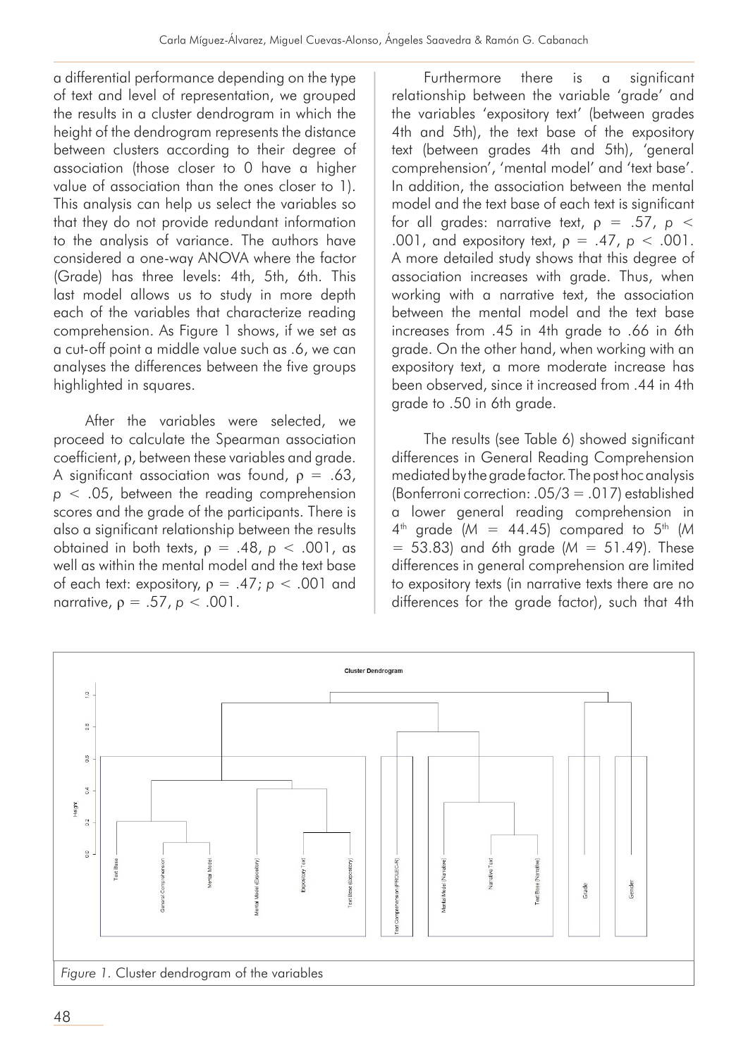a differential performance depending on the type of text and level of representation, we grouped the results in a cluster dendrogram in which the height of the dendrogram represents the distance between clusters according to their degree of association (those closer to 0 have a higher value of association than the ones closer to 1). This analysis can help us select the variables so that they do not provide redundant information to the analysis of variance. The authors have considered a one-way ANOVA where the factor (Grade) has three levels: 4th, 5th, 6th. This last model allows us to study in more depth each of the variables that characterize reading comprehension. As Figure 1 shows, if we set as a cut-off point a middle value such as .6, we can analyses the differences between the five groups highlighted in squares.

After the variables were selected, we proceed to calculate the Spearman association coefficient, ρ, between these variables and grade. A significant association was found, $\rho = .63$, $p < .05$, between the reading comprehension scores and the grade of the participants. There is also a significant relationship between the results obtained in both texts, $\rho = .48$, $p < .001$, as well as within the mental model and the text base of each text: expository, $\rho = .47$; $p < .001$ and narrative, $\rho = .57$, $p < .001$.

Furthermore there is a significant relationship between the variable 'grade' and the variables 'expository text' (between grades 4th and 5th), the text base of the expository text (between grades 4th and 5th), 'general comprehension', 'mental model' and 'text base'. In addition, the association between the mental model and the text base of each text is significant for all grades: narrative text, $\rho = .57$, $p < .001$, and expository text, $\rho = .47$, $p < .001$. A more detailed study shows that this degree of association increases with grade. Thus, when working with a narrative text, the association between the mental model and the text base increases from .45 in 4th grade to .66 in 6th grade. On the other hand, when working with an expository text, a more moderate increase has been observed, since it increased from .44 in 4th grade to .50 in 6th grade.

The results (see Table 6) showed significant differences in General Reading Comprehension mediated by the grade factor. The post hoc analysis (Bonferroni correction: .05/3 = .017) established a lower general reading comprehension in $4^{th}$ grade ($M$ = 44.45) compared to $5^{th}$ ($M$ = 53.83) and 6th grade ($M$ = 51.49). These differences in general comprehension are limited to expository texts (in narrative texts there are no differences for the grade factor), such that 4th

*Figure 1.* Cluster dendrogram of the variables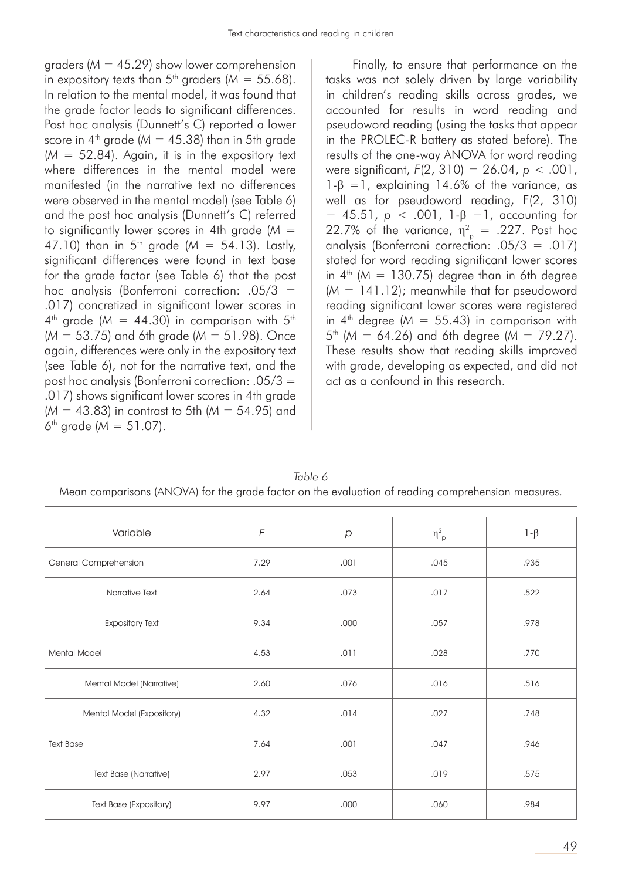graders ($M = 45.29$) show lower comprehension in expository texts than 5th graders ($M = 55.68$). In relation to the mental model, it was found that the grade factor leads to significant differences. Post hoc analysis (Dunnett's C) reported a lower score in 4th grade ($M = 45.38$) than in 5th grade ($M = 52.84$). Again, it is in the expository text where differences in the mental model were manifested (in the narrative text no differences were observed in the mental model) (see Table 6) and the post hoc analysis (Dunnett's C) referred to significantly lower scores in 4th grade ($M = 47.10$) than in 5th grade ($M = 54.13$). Lastly, significant differences were found in text base for the grade factor (see Table 6) that the post hoc analysis (Bonferroni correction: .05/3 = .017) concretized in significant lower scores in 4th grade ($M = 44.30$) in comparison with 5th ($M = 53.75$) and 6th grade ($M = 51.98$). Once again, differences were only in the expository text (see Table 6), not for the narrative text, and the post hoc analysis (Bonferroni correction: .05/3 = .017) shows significant lower scores in 4th grade ($M = 43.83$) in contrast to 5th ($M = 54.95$) and 6th grade ($M = 51.07$).

Finally, to ensure that performance on the tasks was not solely driven by large variability in children's reading skills across grades, we accounted for results in word reading and pseudoword reading (using the tasks that appear in the PROLEC-R battery as stated before). The results of the one-way ANOVA for word reading were significant, $F(2, 310) = 26.04$, $p < .001$, $1\text{-}\beta = 1$, explaining 14.6% of the variance, as well as for pseudoword reading, $F(2, 310) = 45.51$, $p < .001$, $1\text{-}\beta = 1$, accounting for 22.7% of the variance, $\eta^2_p = .227$. Post hoc analysis (Bonferroni correction: .05/3 = .017) stated for word reading significant lower scores in 4th ($M = 130.75$) degree than in 6th degree ($M = 141.12$); meanwhile that for pseudoword reading significant lower scores were registered in 4th degree ($M = 55.43$) in comparison with 5th ($M = 64.26$) and 6th degree ($M = 79.27$). These results show that reading skills improved with grade, developing as expected, and did not act as a confound in this research.

*Table 6*

Mean comparisons (ANOVA) for the grade factor on the evaluation of reading comprehension measures.

| Variable | $F$ | $p$ | $\eta^2_p$ | $1\text{-}\beta$ |
|---|---|---|---|---|
| General Comprehension | 7.29 | .001 | .045 | .935 |
| Narrative Text | 2.64 | .073 | .017 | .522 |
| Expository Text | 9.34 | .000 | .057 | .978 |
| Mental Model | 4.53 | .011 | .028 | .770 |
| Mental Model (Narrative) | 2.60 | .076 | .016 | .516 |
| Mental Model (Expository) | 4.32 | .014 | .027 | .748 |
| Text Base | 7.64 | .001 | .047 | .946 |
| Text Base (Narrative) | 2.97 | .053 | .019 | .575 |
| Text Base (Expository) | 9.97 | .000 | .060 | .984 |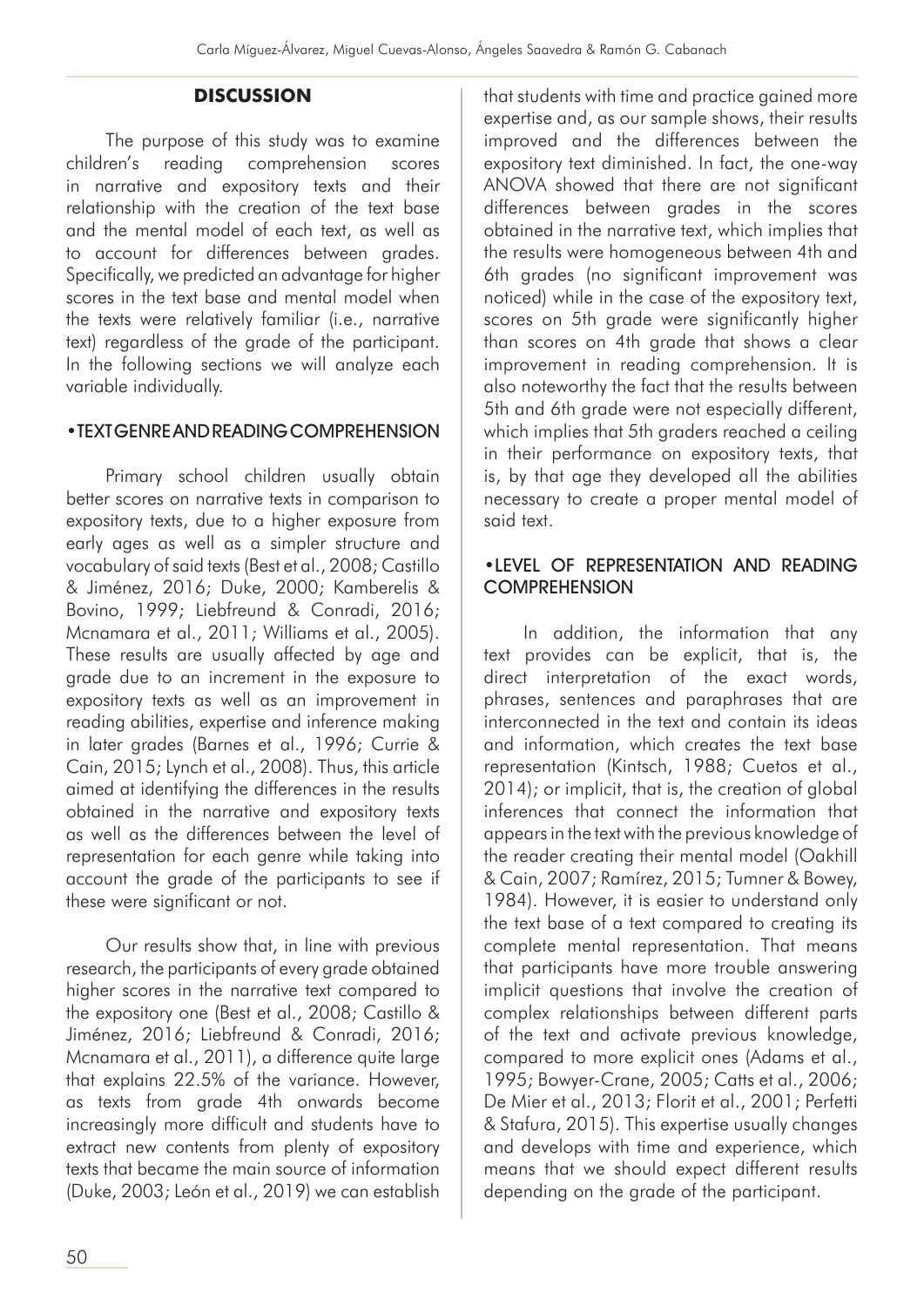## DISCUSSION

The purpose of this study was to examine children's reading comprehension scores in narrative and expository texts and their relationship with the creation of the text base and the mental model of each text, as well as to account for differences between grades. Specifically, we predicted an advantage for higher scores in the text base and mental model when the texts were relatively familiar (i.e., narrative text) regardless of the grade of the participant. In the following sections we will analyze each variable individually.

### • TEXT GENRE AND READING COMPREHENSION

Primary school children usually obtain better scores on narrative texts in comparison to expository texts, due to a higher exposure from early ages as well as a simpler structure and vocabulary of said texts (Best et al., 2008; Castillo & Jiménez, 2016; Duke, 2000; Kamberelis & Bovino, 1999; Liebfreund & Conradi, 2016; Mcnamara et al., 2011; Williams et al., 2005). These results are usually affected by age and grade due to an increment in the exposure to expository texts as well as an improvement in reading abilities, expertise and inference making in later grades (Barnes et al., 1996; Currie & Cain, 2015; Lynch et al., 2008). Thus, this article aimed at identifying the differences in the results obtained in the narrative and expository texts as well as the differences between the level of representation for each genre while taking into account the grade of the participants to see if these were significant or not.

Our results show that, in line with previous research, the participants of every grade obtained higher scores in the narrative text compared to the expository one (Best et al., 2008; Castillo & Jiménez, 2016; Liebfreund & Conradi, 2016; Mcnamara et al., 2011), a difference quite large that explains 22.5% of the variance. However, as texts from grade 4th onwards become increasingly more difficult and students have to extract new contents from plenty of expository texts that became the main source of information (Duke, 2003; León et al., 2019) we can establish that students with time and practice gained more expertise and, as our sample shows, their results improved and the differences between the expository text diminished. In fact, the one-way ANOVA showed that there are not significant differences between grades in the scores obtained in the narrative text, which implies that the results were homogeneous between 4th and 6th grades (no significant improvement was noticed) while in the case of the expository text, scores on 5th grade were significantly higher than scores on 4th grade that shows a clear improvement in reading comprehension. It is also noteworthy the fact that the results between 5th and 6th grade were not especially different, which implies that 5th graders reached a ceiling in their performance on expository texts, that is, by that age they developed all the abilities necessary to create a proper mental model of said text.

### • LEVEL OF REPRESENTATION AND READING COMPREHENSION

In addition, the information that any text provides can be explicit, that is, the direct interpretation of the exact words, phrases, sentences and paraphrases that are interconnected in the text and contain its ideas and information, which creates the text base representation (Kintsch, 1988; Cuetos et al., 2014); or implicit, that is, the creation of global inferences that connect the information that appears in the text with the previous knowledge of the reader creating their mental model (Oakhill & Cain, 2007; Ramírez, 2015; Tumner & Bowey, 1984). However, it is easier to understand only the text base of a text compared to creating its complete mental representation. That means that participants have more trouble answering implicit questions that involve the creation of complex relationships between different parts of the text and activate previous knowledge, compared to more explicit ones (Adams et al., 1995; Bowyer-Crane, 2005; Catts et al., 2006; De Mier et al., 2013; Florit et al., 2001; Perfetti & Stafura, 2015). This expertise usually changes and develops with time and experience, which means that we should expect different results depending on the grade of the participant.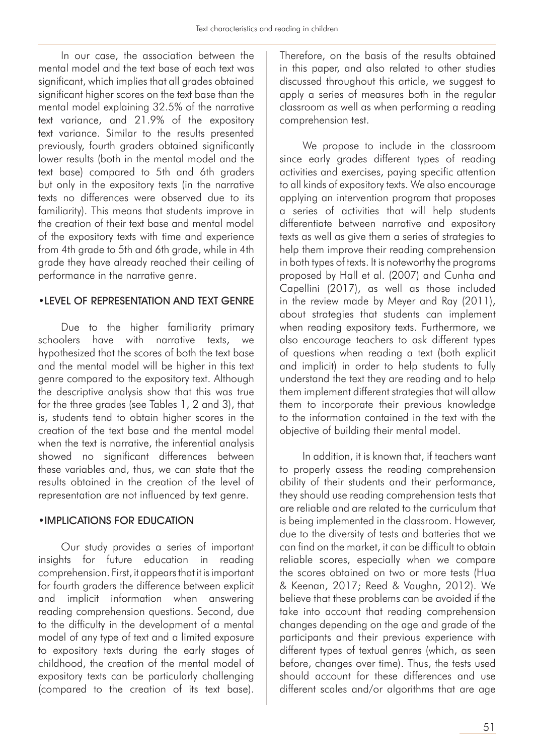In our case, the association between the mental model and the text base of each text was significant, which implies that all grades obtained significant higher scores on the text base than the mental model explaining 32.5% of the narrative text variance, and 21.9% of the expository text variance. Similar to the results presented previously, fourth graders obtained significantly lower results (both in the mental model and the text base) compared to 5th and 6th graders but only in the expository texts (in the narrative texts no differences were observed due to its familiarity). This means that students improve in the creation of their text base and mental model of the expository texts with time and experience from 4th grade to 5th and 6th grade, while in 4th grade they have already reached their ceiling of performance in the narrative genre.

## •LEVEL OF REPRESENTATION AND TEXT GENRE

Due to the higher familiarity primary schoolers have with narrative texts, we hypothesized that the scores of both the text base and the mental model will be higher in this text genre compared to the expository text. Although the descriptive analysis show that this was true for the three grades (see Tables 1, 2 and 3), that is, students tend to obtain higher scores in the creation of the text base and the mental model when the text is narrative, the inferential analysis showed no significant differences between these variables and, thus, we can state that the results obtained in the creation of the level of representation are not influenced by text genre.

## •IMPLICATIONS FOR EDUCATION

Our study provides a series of important insights for future education in reading comprehension. First, it appears that it is important for fourth graders the difference between explicit and implicit information when answering reading comprehension questions. Second, due to the difficulty in the development of a mental model of any type of text and a limited exposure to expository texts during the early stages of childhood, the creation of the mental model of expository texts can be particularly challenging (compared to the creation of its text base). Therefore, on the basis of the results obtained in this paper, and also related to other studies discussed throughout this article, we suggest to apply a series of measures both in the regular classroom as well as when performing a reading comprehension test.

We propose to include in the classroom since early grades different types of reading activities and exercises, paying specific attention to all kinds of expository texts. We also encourage applying an intervention program that proposes a series of activities that will help students differentiate between narrative and expository texts as well as give them a series of strategies to help them improve their reading comprehension in both types of texts. It is noteworthy the programs proposed by Hall et al. (2007) and Cunha and Capellini (2017), as well as those included in the review made by Meyer and Ray (2011), about strategies that students can implement when reading expository texts. Furthermore, we also encourage teachers to ask different types of questions when reading a text (both explicit and implicit) in order to help students to fully understand the text they are reading and to help them implement different strategies that will allow them to incorporate their previous knowledge to the information contained in the text with the objective of building their mental model.

In addition, it is known that, if teachers want to properly assess the reading comprehension ability of their students and their performance, they should use reading comprehension tests that are reliable and are related to the curriculum that is being implemented in the classroom. However, due to the diversity of tests and batteries that we can find on the market, it can be difficult to obtain reliable scores, especially when we compare the scores obtained on two or more tests (Hua & Keenan, 2017; Reed & Vaughn, 2012). We believe that these problems can be avoided if the take into account that reading comprehension changes depending on the age and grade of the participants and their previous experience with different types of textual genres (which, as seen before, changes over time). Thus, the tests used should account for these differences and use different scales and/or algorithms that are age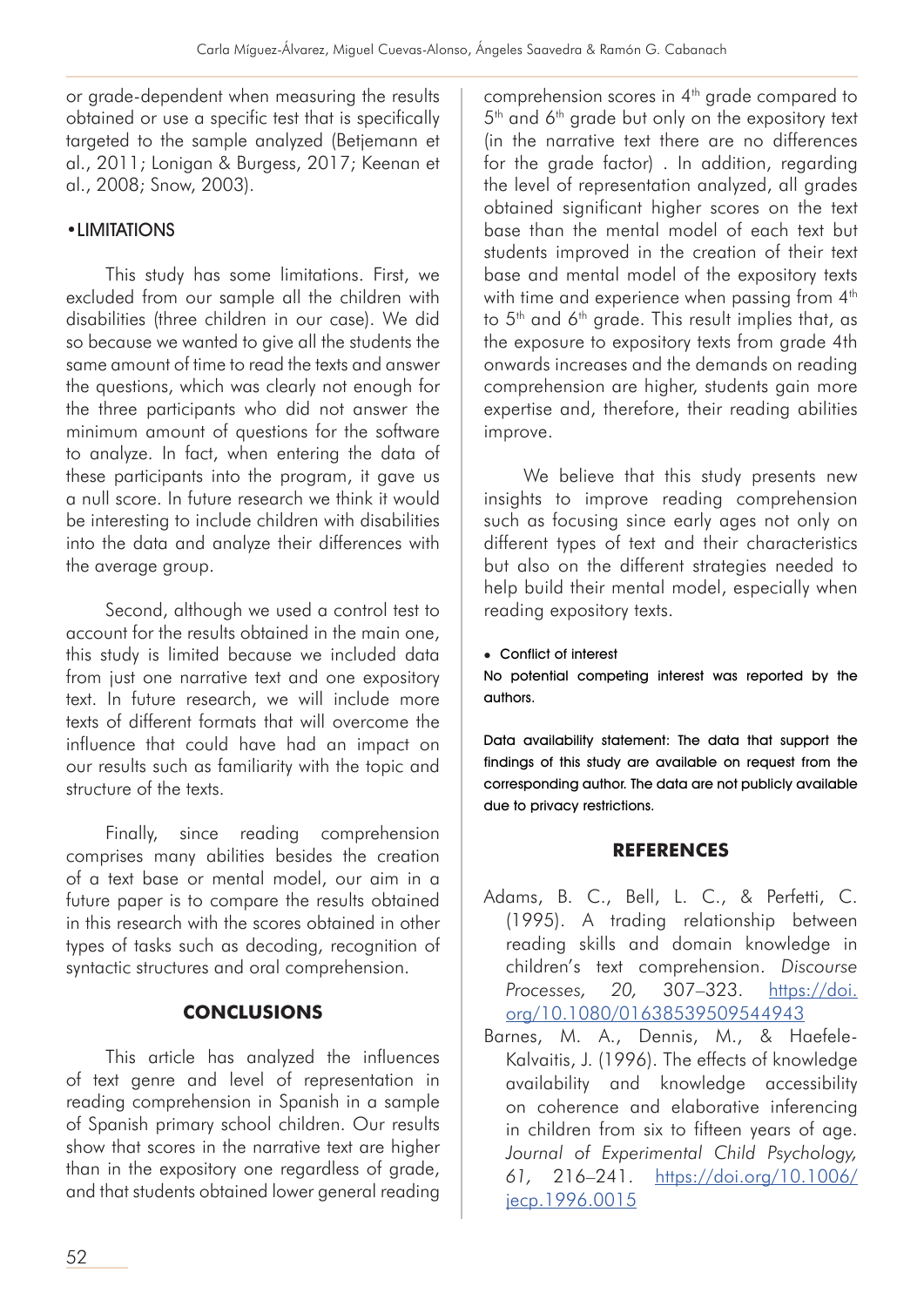or grade-dependent when measuring the results obtained or use a specific test that is specifically targeted to the sample analyzed (Betjemann et al., 2011; Lonigan & Burgess, 2017; Keenan et al., 2008; Snow, 2003).

### • LIMITATIONS

This study has some limitations. First, we excluded from our sample all the children with disabilities (three children in our case). We did so because we wanted to give all the students the same amount of time to read the texts and answer the questions, which was clearly not enough for the three participants who did not answer the minimum amount of questions for the software to analyze. In fact, when entering the data of these participants into the program, it gave us a null score. In future research we think it would be interesting to include children with disabilities into the data and analyze their differences with the average group.

Second, although we used a control test to account for the results obtained in the main one, this study is limited because we included data from just one narrative text and one expository text. In future research, we will include more texts of different formats that will overcome the influence that could have had an impact on our results such as familiarity with the topic and structure of the texts.

Finally, since reading comprehension comprises many abilities besides the creation of a text base or mental model, our aim in a future paper is to compare the results obtained in this research with the scores obtained in other types of tasks such as decoding, recognition of syntactic structures and oral comprehension.

## CONCLUSIONS

This article has analyzed the influences of text genre and level of representation in reading comprehension in Spanish in a sample of Spanish primary school children. Our results show that scores in the narrative text are higher than in the expository one regardless of grade, and that students obtained lower general reading comprehension scores in 4th grade compared to 5th and 6th grade but only on the expository text (in the narrative text there are no differences for the grade factor) . In addition, regarding the level of representation analyzed, all grades obtained significant higher scores on the text base than the mental model of each text but students improved in the creation of their text base and mental model of the expository texts with time and experience when passing from 4th to 5th and 6th grade. This result implies that, as the exposure to expository texts from grade 4th onwards increases and the demands on reading comprehension are higher, students gain more expertise and, therefore, their reading abilities improve.

We believe that this study presents new insights to improve reading comprehension such as focusing since early ages not only on different types of text and their characteristics but also on the different strategies needed to help build their mental model, especially when reading expository texts.

- Conflict of interest

No potential competing interest was reported by the authors.

Data availability statement: The data that support the findings of this study are available on request from the corresponding author. The data are not publicly available due to privacy restrictions.

## REFERENCES

Adams, B. C., Bell, L. C., & Perfetti, C. (1995). A trading relationship between reading skills and domain knowledge in children's text comprehension. *Discourse Processes, 20,* 307–323. https://doi.org/10.1080/01638539509544943

Barnes, M. A., Dennis, M., & Haefele-Kalvaitis, J. (1996). The effects of knowledge availability and knowledge accessibility on coherence and elaborative inferencing in children from six to fifteen years of age. *Journal of Experimental Child Psychology, 61,* 216–241. https://doi.org/10.1006/jecp.1996.0015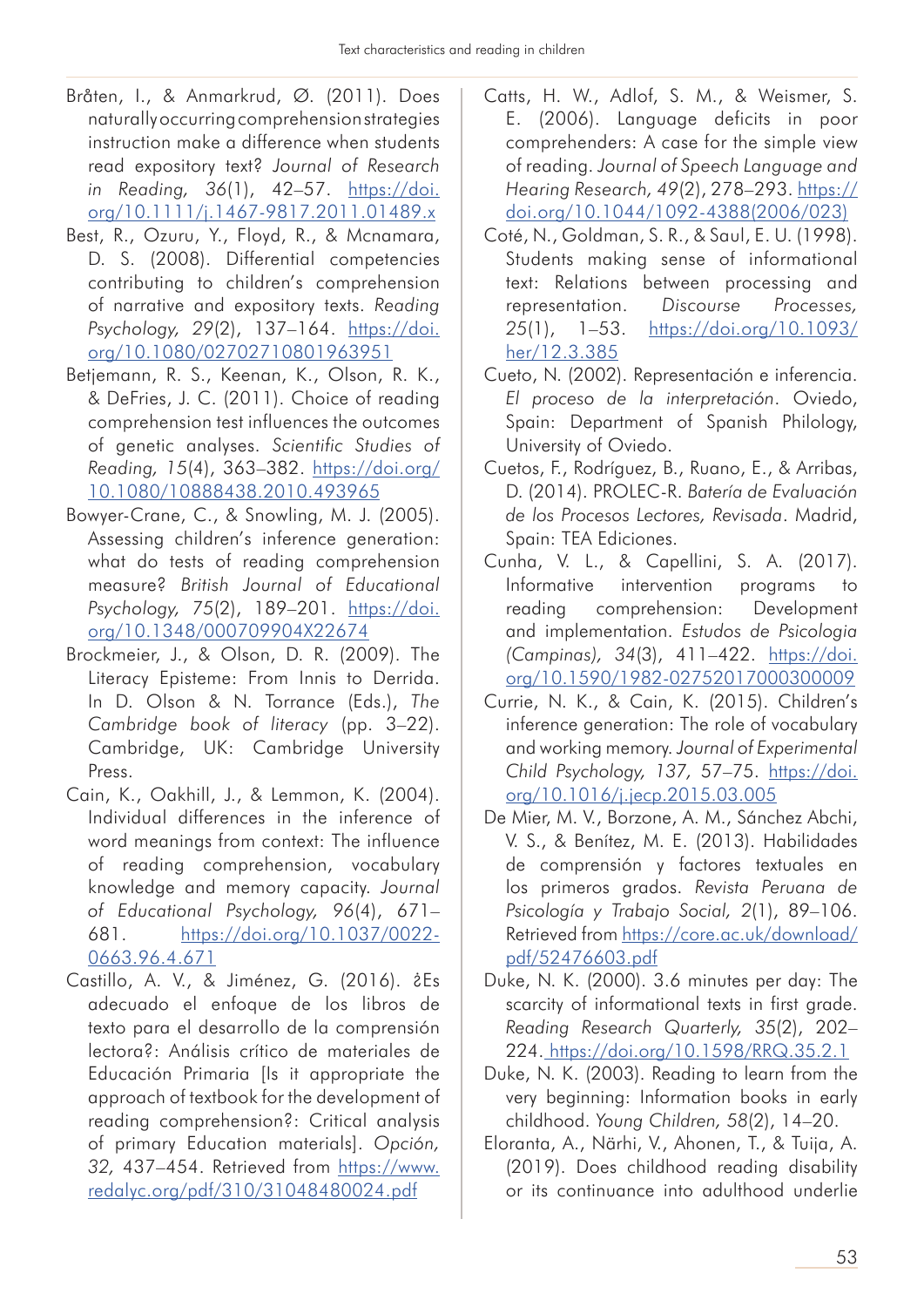Bråten, I., & Anmarkrud, Ø. (2011). Does naturally occurring comprehension strategies instruction make a difference when students read expository text? *Journal of Research in Reading, 36*(1), 42–57. https://doi.org/10.1111/j.1467-9817.2011.01489.x

Best, R., Ozuru, Y., Floyd, R., & Mcnamara, D. S. (2008). Differential competencies contributing to children's comprehension of narrative and expository texts. *Reading Psychology, 29*(2), 137–164. https://doi.org/10.1080/02702710801963951

Betjemann, R. S., Keenan, K., Olson, R. K., & DeFries, J. C. (2011). Choice of reading comprehension test influences the outcomes of genetic analyses. *Scientific Studies of Reading, 15*(4), 363–382. https://doi.org/10.1080/10888438.2010.493965

Bowyer-Crane, C., & Snowling, M. J. (2005). Assessing children's inference generation: what do tests of reading comprehension measure? *British Journal of Educational Psychology, 75*(2), 189–201. https://doi.org/10.1348/000709904X22674

Brockmeier, J., & Olson, D. R. (2009). The Literacy Episteme: From Innis to Derrida. In D. Olson & N. Torrance (Eds.), *The Cambridge book of literacy* (pp. 3–22). Cambridge, UK: Cambridge University Press.

Cain, K., Oakhill, J., & Lemmon, K. (2004). Individual differences in the inference of word meanings from context: The influence of reading comprehension, vocabulary knowledge and memory capacity. *Journal of Educational Psychology, 96*(4), 671–681. https://doi.org/10.1037/0022-0663.96.4.671

Castillo, A. V., & Jiménez, G. (2016). ¿Es adecuado el enfoque de los libros de texto para el desarrollo de la comprensión lectora?: Análisis crítico de materiales de Educación Primaria [Is it appropriate the approach of textbook for the development of reading comprehension?: Critical analysis of primary Education materials]. *Opción, 32*, 437–454. Retrieved from https://www.redalyc.org/pdf/310/31048480024.pdf

Catts, H. W., Adlof, S. M., & Weismer, S. E. (2006). Language deficits in poor comprehenders: A case for the simple view of reading. *Journal of Speech Language and Hearing Research, 49*(2), 278–293. https://doi.org/10.1044/1092-4388(2006/023)

Coté, N., Goldman, S. R., & Saul, E. U. (1998). Students making sense of informational text: Relations between processing and representation. *Discourse Processes, 25*(1), 1–53. https://doi.org/10.1093/her/12.3.385

Cueto, N. (2002). Representación e inferencia. *El proceso de la interpretación*. Oviedo, Spain: Department of Spanish Philology, University of Oviedo.

Cuetos, F., Rodríguez, B., Ruano, E., & Arribas, D. (2014). PROLEC-R. *Batería de Evaluación de los Procesos Lectores, Revisada*. Madrid, Spain: TEA Ediciones.

Cunha, V. L., & Capellini, S. A. (2017). Informative intervention programs to reading comprehension: Development and implementation. *Estudos de Psicologia (Campinas), 34*(3), 411–422. https://doi.org/10.1590/1982-02752017000300009

Currie, N. K., & Cain, K. (2015). Children's inference generation: The role of vocabulary and working memory. *Journal of Experimental Child Psychology, 137*, 57–75. https://doi.org/10.1016/j.jecp.2015.03.005

De Mier, M. V., Borzone, A. M., Sánchez Abchi, V. S., & Benítez, M. E. (2013). Habilidades de comprensión y factores textuales en los primeros grados. *Revista Peruana de Psicología y Trabajo Social, 2*(1), 89–106. Retrieved from https://core.ac.uk/download/pdf/52476603.pdf

Duke, N. K. (2000). 3.6 minutes per day: The scarcity of informational texts in first grade. *Reading Research Quarterly, 35*(2), 202–224. https://doi.org/10.1598/RRQ.35.2.1

Duke, N. K. (2003). Reading to learn from the very beginning: Information books in early childhood. *Young Children, 58*(2), 14–20.

Eloranta, A., Närhi, V., Ahonen, T., & Tuija, A. (2019). Does childhood reading disability or its continuance into adulthood underlie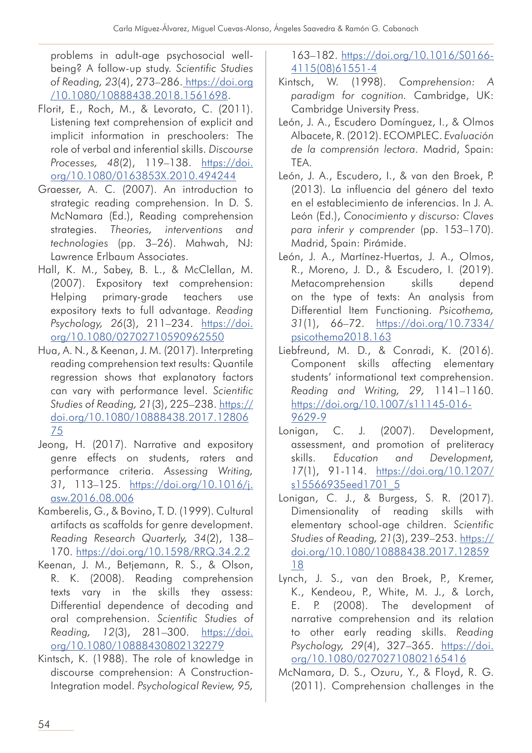problems in adult-age psychosocial well-being? A follow-up study. *Scientific Studies of Reading, 23*(4), 273–286. https://doi.org/10.1080/10888438.2018.1561698.

Florit, E., Roch, M., & Levorato, C. (2011). Listening text comprehension of explicit and implicit information in preschoolers: The role of verbal and inferential skills. *Discourse Processes, 48*(2), 119–138. https://doi.org/10.1080/0163853X.2010.494244

Graesser, A. C. (2007). An introduction to strategic reading comprehension. In D. S. McNamara (Ed.), Reading comprehension strategies. *Theories, interventions and technologies* (pp. 3–26). Mahwah, NJ: Lawrence Erlbaum Associates.

Hall, K. M., Sabey, B. L., & McClellan, M. (2007). Expository text comprehension: Helping primary-grade teachers use expository texts to full advantage. *Reading Psychology, 26*(3), 211–234. https://doi.org/10.1080/02702710590962550

Hua, A. N., & Keenan, J. M. (2017). Interpreting reading comprehension text results: Quantile regression shows that explanatory factors can vary with performance level. *Scientific Studies of Reading, 21*(3), 225–238. https://doi.org/10.1080/10888438.2017.1280675

Jeong, H. (2017). Narrative and expository genre effects on students, raters and performance criteria. *Assessing Writing, 31,* 113–125. https://doi.org/10.1016/j.asw.2016.08.006

Kamberelis, G., & Bovino, T. D. (1999). Cultural artifacts as scaffolds for genre development. *Reading Research Quarterly, 34*(2), 138–170. https://doi.org/10.1598/RRQ.34.2.2

Keenan, J. M., Betjemann, R. S., & Olson, R. K. (2008). Reading comprehension texts vary in the skills they assess: Differential dependence of decoding and oral comprehension. *Scientific Studies of Reading, 12*(3), 281–300. https://doi.org/10.1080/10888430802132279

Kintsch, K. (1988). The role of knowledge in discourse comprehension: A Construction-Integration model. *Psychological Review, 95,* 163–182. https://doi.org/10.1016/S0166-4115(08)61551-4

Kintsch, W. (1998). *Comprehension: A paradigm for cognition.* Cambridge, UK: Cambridge University Press.

León, J. A., Escudero Domínguez, I., & Olmos Albacete, R. (2012). ECOMPLEC. *Evaluación de la comprensión lectora.* Madrid, Spain: TEA.

León, J. A., Escudero, I., & van den Broek, P. (2013). La influencia del género del texto en el establecimiento de inferencias. In J. A. León (Ed.), *Conocimiento y discurso: Claves para inferir y comprender* (pp. 153–170). Madrid, Spain: Pirámide.

León, J. A., Martínez-Huertas, J. A., Olmos, R., Moreno, J. D., & Escudero, I. (2019). Metacomprehension skills depend on the type of texts: An analysis from Differential Item Functioning. *Psicothema, 31*(1), 66–72. https://doi.org/10.7334/psicothema2018.163

Liebfreund, M. D., & Conradi, K. (2016). Component skills affecting elementary students' informational text comprehension. *Reading and Writing, 29,* 1141–1160. https://doi.org/10.1007/s11145-016-9629-9

Lonigan, C. J. (2007). Development, assessment, and promotion of preliteracy skills. *Education and Development, 17*(1), 91-114. https://doi.org/10.1207/s15566935eed1701_5

Lonigan, C. J., & Burgess, S. R. (2017). Dimensionality of reading skills with elementary school-age children. *Scientific Studies of Reading, 21*(3), 239–253. https://doi.org/10.1080/10888438.2017.1285918

Lynch, J. S., van den Broek, P., Kremer, K., Kendeou, P., White, M. J., & Lorch, E. P. (2008). The development of narrative comprehension and its relation to other early reading skills. *Reading Psychology, 29*(4), 327–365. https://doi.org/10.1080/02702710802165416

McNamara, D. S., Ozuru, Y., & Floyd, R. G. (2011). Comprehension challenges in the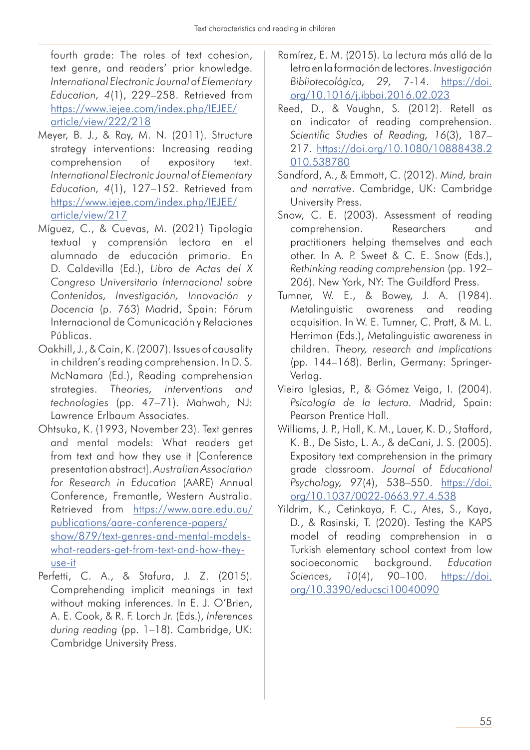fourth grade: The roles of text cohesion, text genre, and readers' prior knowledge. *International Electronic Journal of Elementary Education, 4*(1), 229–258. Retrieved from https://www.iejee.com/index.php/IEJEE/article/view/222/218

Meyer, B. J., & Ray, M. N. (2011). Structure strategy interventions: Increasing reading comprehension of expository text. *International Electronic Journal of Elementary Education, 4*(1), 127–152. Retrieved from https://www.iejee.com/index.php/IEJEE/article/view/217

Míguez, C., & Cuevas, M. (2021) Tipología textual y comprensión lectora en el alumnado de educación primaria. En D. Caldevilla (Ed.), *Libro de Actas del X Congreso Universitario Internacional sobre Contenidos, Investigación, Innovación y Docencia* (p. 763) Madrid, Spain: Fórum Internacional de Comunicación y Relaciones Públicas.

Oakhill, J., & Cain, K. (2007). Issues of causality in children's reading comprehension. In D. S. McNamara (Ed.), Reading comprehension strategies. *Theories, interventions and technologies* (pp. 47–71). Mahwah, NJ: Lawrence Erlbaum Associates.

Ohtsuka, K. (1993, November 23). Text genres and mental models: What readers get from text and how they use it [Conference presentation abstract]. *Australian Association for Research in Education* (AARE) Annual Conference, Fremantle, Western Australia. Retrieved from https://www.aare.edu.au/publications/aare-conference-papers/show/879/text-genres-and-mental-models-what-readers-get-from-text-and-how-they-use-it

Perfetti, C. A., & Stafura, J. Z. (2015). Comprehending implicit meanings in text without making inferences. In E. J. O'Brien, A. E. Cook, & R. F. Lorch Jr. (Eds.), *Inferences during reading* (pp. 1–18). Cambridge, UK: Cambridge University Press.

Ramírez, E. M. (2015). La lectura más allá de la letra en la formación de lectores. *Investigación Bibliotecológica, 29,* 7-14. https://doi.org/10.1016/j.ibbai.2016.02.023

Reed, D., & Vaughn, S. (2012). Retell as an indicator of reading comprehension. *Scientific Studies of Reading, 16*(3), 187–217. https://doi.org/10.1080/10888438.2010.538780

Sandford, A., & Emmott, C. (2012). *Mind, brain and narrative*. Cambridge, UK: Cambridge University Press.

Snow, C. E. (2003). Assessment of reading comprehension. Researchers and practitioners helping themselves and each other. In A. P. Sweet & C. E. Snow (Eds.), *Rethinking reading comprehension* (pp. 192–206). New York, NY: The Guildford Press.

Tumner, W. E., & Bowey, J. A. (1984). Metalinguistic awareness and reading acquisition. In W. E. Tumner, C. Pratt, & M. L. Herriman (Eds.), Metalinguistic awareness in children. *Theory, research and implications* (pp. 144–168). Berlin, Germany: Springer-Verlag.

Vieiro Iglesias, P., & Gómez Veiga, I. (2004). *Psicología de la lectura*. Madrid, Spain: Pearson Prentice Hall.

Williams, J. P., Hall, K. M., Lauer, K. D., Stafford, K. B., De Sisto, L. A., & deCani, J. S. (2005). Expository text comprehension in the primary grade classroom. *Journal of Educational Psychology, 97*(4), 538–550. https://doi.org/10.1037/0022-0663.97.4.538

Yildrim, K., Cetinkaya, F. C., Ates, S., Kaya, D., & Rasinski, T. (2020). Testing the KAPS model of reading comprehension in a Turkish elementary school context from low socioeconomic background. *Education Sciences, 10*(4), 90–100. https://doi.org/10.3390/educsci10040090